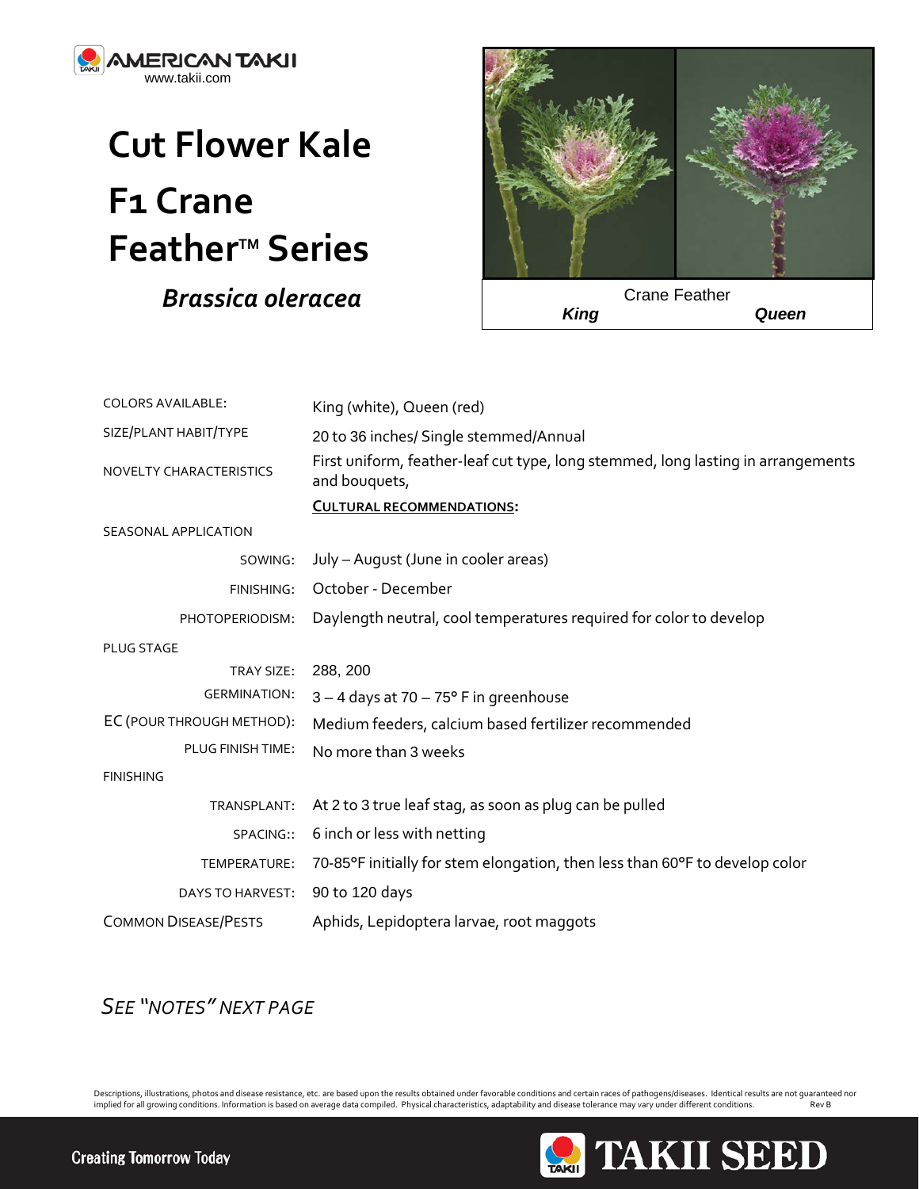AMERICAN TAKII
www.takii.com

# Cut Flower Kale

# F1 Crane Feather™ Series

***Brassica oleracea***

Crane Feather
***King*** ***Queen***

| | |
|---|---|
| COLORS AVAILABLE: | King (white), Queen (red) |
| SIZE/PLANT HABIT/TYPE | 20 to 36 inches/ Single stemmed/Annual |
| NOVELTY CHARACTERISTICS | First uniform, feather-leaf cut type, long stemmed, long lasting in arrangements and bouquets, |
| | **CULTURAL RECOMMENDATIONS:** |
| SEASONAL APPLICATION | |
| SOWING: | July – August (June in cooler areas) |
| FINISHING: | October - December |
| PHOTOPERIODISM: | Daylength neutral, cool temperatures required for color to develop |
| PLUG STAGE | |
| TRAY SIZE: | 288, 200 |
| GERMINATION: | 3 – 4 days at 70 – 75° F in greenhouse |
| EC (POUR THROUGH METHOD): | Medium feeders, calcium based fertilizer recommended |
| PLUG FINISH TIME: | No more than 3 weeks |
| FINISHING | |
| TRANSPLANT: | At 2 to 3 true leaf stag, as soon as plug can be pulled |
| SPACING:: | 6 inch or less with netting |
| TEMPERATURE: | 70-85°F initially for stem elongation, then less than 60°F to develop color |
| DAYS TO HARVEST: | 90 to 120 days |
| COMMON DISEASE/PESTS | Aphids, Lepidoptera larvae, root maggots |

*SEE "NOTES" NEXT PAGE*

Descriptions, illustrations, photos and disease resistance, etc. are based upon the results obtained under favorable conditions and certain races of pathogens/diseases. Identical results are not guaranteed nor implied for all growing conditions. Information is based on average data compiled. Physical characteristics, adaptability and disease tolerance may vary under different conditions. Rev B

Creating Tomorrow Today

TAKII SEED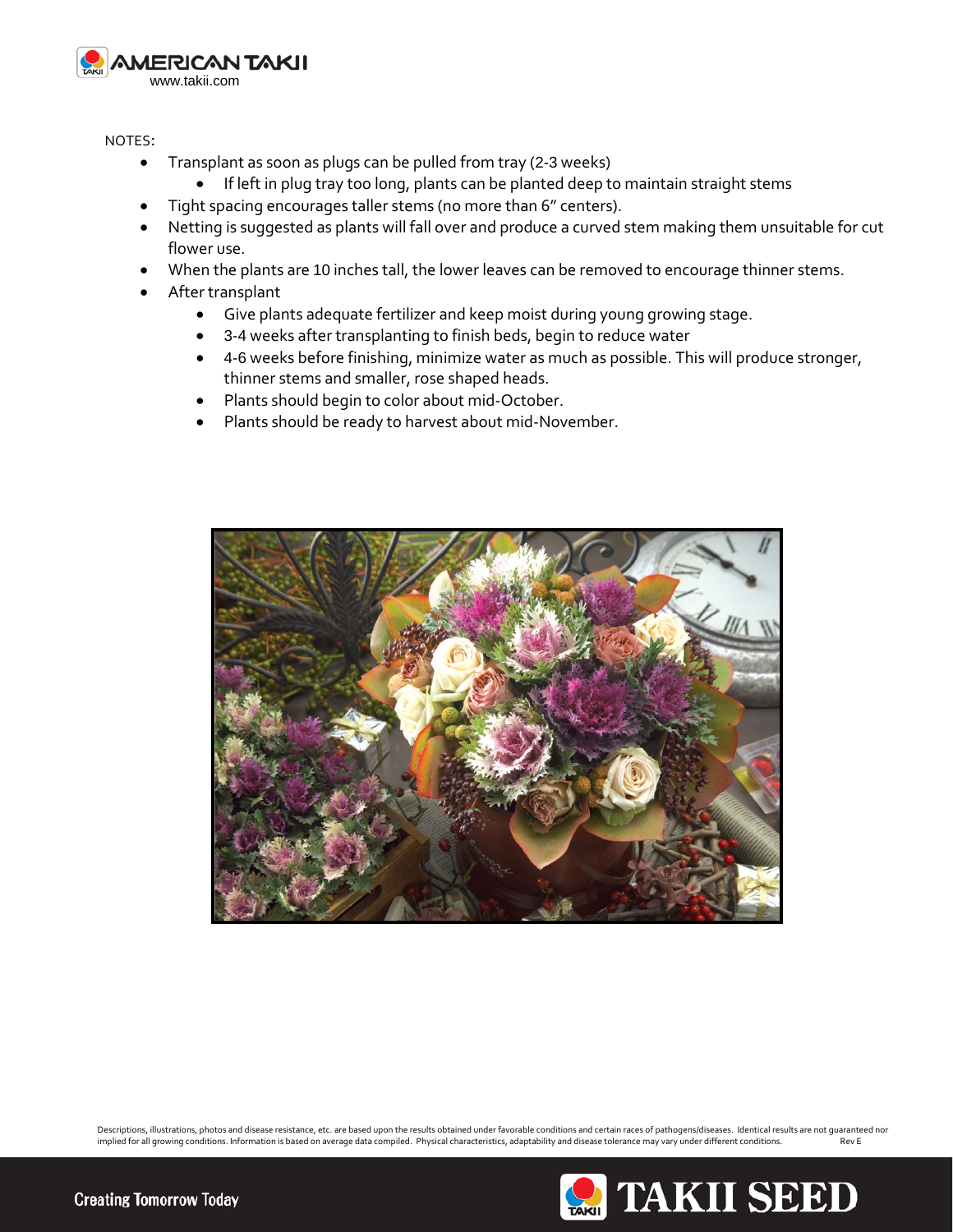NOTES:

- Transplant as soon as plugs can be pulled from tray (2-3 weeks)
  - If left in plug tray too long, plants can be planted deep to maintain straight stems
- Tight spacing encourages taller stems (no more than 6" centers).
- Netting is suggested as plants will fall over and produce a curved stem making them unsuitable for cut flower use.
- When the plants are 10 inches tall, the lower leaves can be removed to encourage thinner stems.
- After transplant
  - Give plants adequate fertilizer and keep moist during young growing stage.
  - 3-4 weeks after transplanting to finish beds, begin to reduce water
  - 4-6 weeks before finishing, minimize water as much as possible. This will produce stronger, thinner stems and smaller, rose shaped heads.
  - Plants should begin to color about mid-October.
  - Plants should be ready to harvest about mid-November.

Descriptions, illustrations, photos and disease resistance, etc. are based upon the results obtained under favorable conditions and certain races of pathogens/diseases. Identical results are not guaranteed nor implied for all growing conditions. Information is based on average data compiled. Physical characteristics, adaptability and disease tolerance may vary under different conditions. Rev E